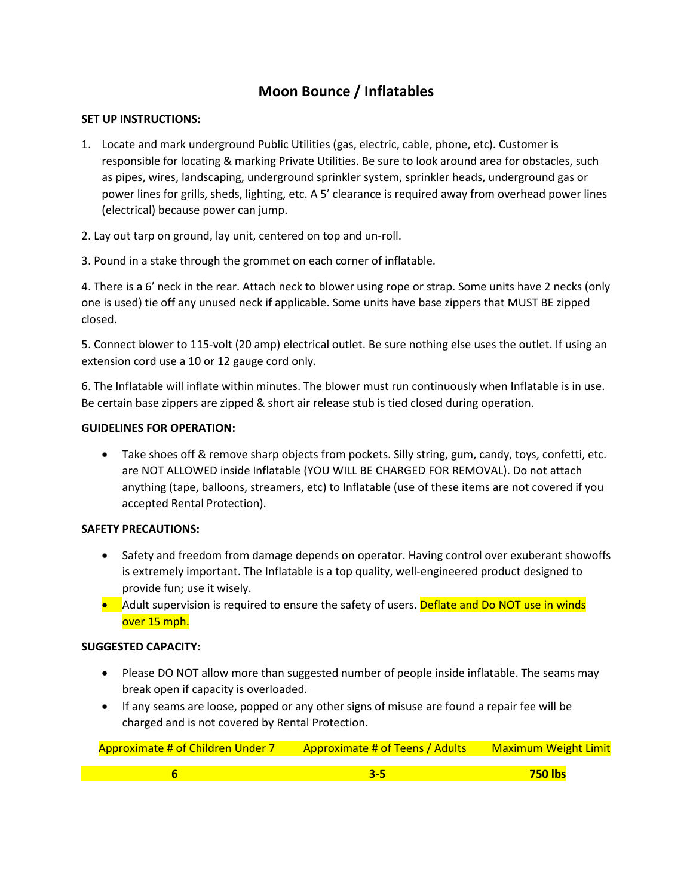# Moon Bounce / Inflatables

**SET UP INSTRUCTIONS:**

1. Locate and mark underground Public Utilities (gas, electric, cable, phone, etc). Customer is responsible for locating & marking Private Utilities. Be sure to look around area for obstacles, such as pipes, wires, landscaping, underground sprinkler system, sprinkler heads, underground gas or power lines for grills, sheds, lighting, etc. A 5' clearance is required away from overhead power lines (electrical) because power can jump.

2. Lay out tarp on ground, lay unit, centered on top and un-roll.

3. Pound in a stake through the grommet on each corner of inflatable.

4. There is a 6' neck in the rear. Attach neck to blower using rope or strap. Some units have 2 necks (only one is used) tie off any unused neck if applicable. Some units have base zippers that MUST BE zipped closed.

5. Connect blower to 115-volt (20 amp) electrical outlet. Be sure nothing else uses the outlet. If using an extension cord use a 10 or 12 gauge cord only.

6. The Inflatable will inflate within minutes. The blower must run continuously when Inflatable is in use. Be certain base zippers are zipped & short air release stub is tied closed during operation.

**GUIDELINES FOR OPERATION:**

- Take shoes off & remove sharp objects from pockets. Silly string, gum, candy, toys, confetti, etc. are NOT ALLOWED inside Inflatable (YOU WILL BE CHARGED FOR REMOVAL). Do not attach anything (tape, balloons, streamers, etc) to Inflatable (use of these items are not covered if you accepted Rental Protection).

**SAFETY PRECAUTIONS:**

- Safety and freedom from damage depends on operator. Having control over exuberant showoffs is extremely important. The Inflatable is a top quality, well-engineered product designed to provide fun; use it wisely.
- Adult supervision is required to ensure the safety of users. Deflate and Do NOT use in winds over 15 mph.

**SUGGESTED CAPACITY:**

- Please DO NOT allow more than suggested number of people inside inflatable. The seams may break open if capacity is overloaded.
- If any seams are loose, popped or any other signs of misuse are found a repair fee will be charged and is not covered by Rental Protection.

| Approximate # of Children Under 7 | Approximate # of Teens / Adults | Maximum Weight Limit |
|---|---|---|
| **6** | **3-5** | **750 lbs** |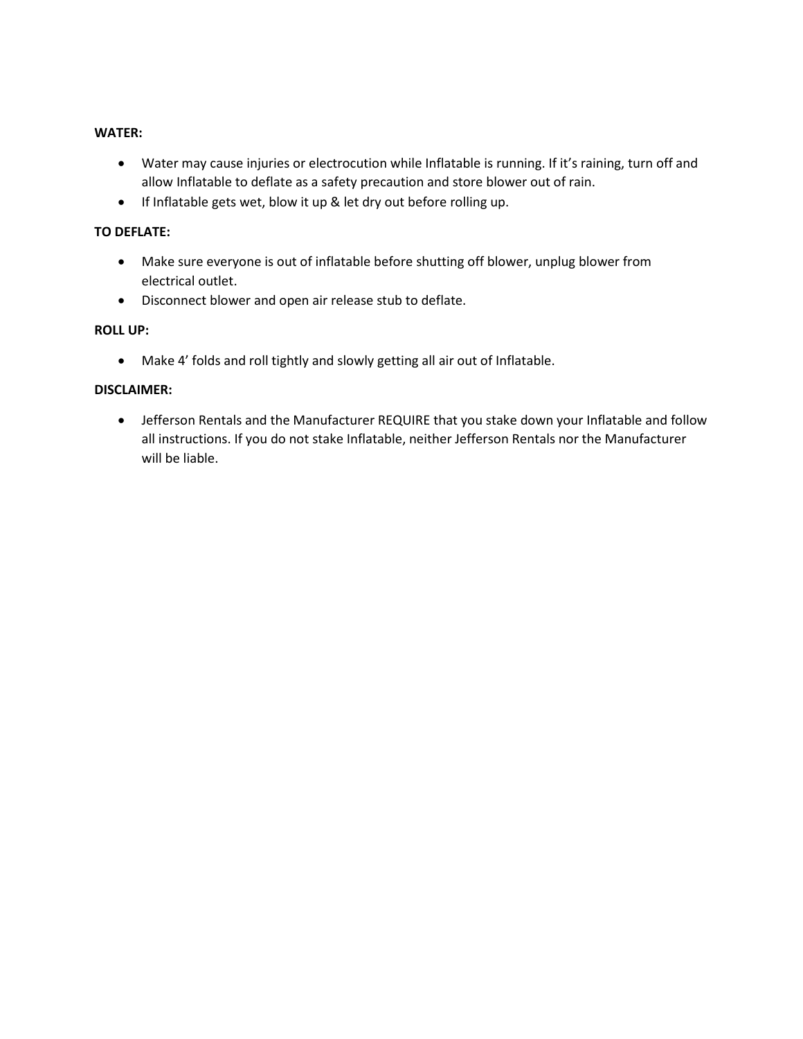**WATER:**

- Water may cause injuries or electrocution while Inflatable is running. If it's raining, turn off and allow Inflatable to deflate as a safety precaution and store blower out of rain.
- If Inflatable gets wet, blow it up & let dry out before rolling up.

**TO DEFLATE:**

- Make sure everyone is out of inflatable before shutting off blower, unplug blower from electrical outlet.
- Disconnect blower and open air release stub to deflate.

**ROLL UP:**

- Make 4' folds and roll tightly and slowly getting all air out of Inflatable.

**DISCLAIMER:**

- Jefferson Rentals and the Manufacturer REQUIRE that you stake down your Inflatable and follow all instructions. If you do not stake Inflatable, neither Jefferson Rentals nor the Manufacturer will be liable.